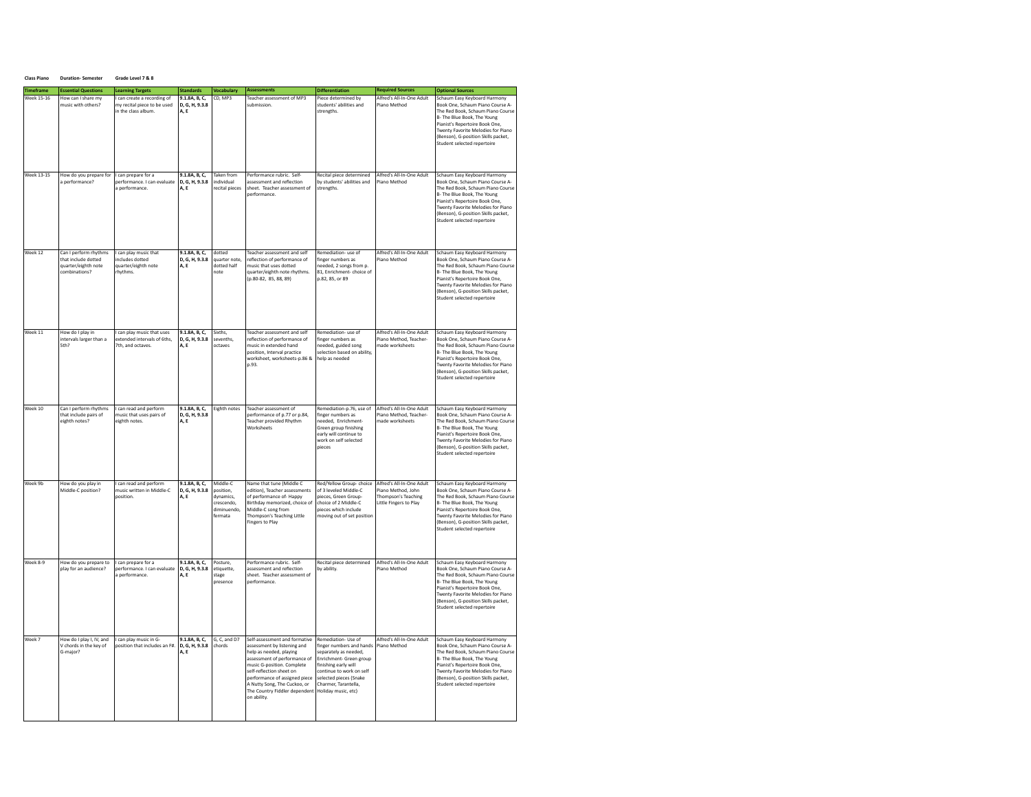**Class Piano** **Duration- Semester** **Grade Level 7 & 8**

| Timeframe | Essential Questions | Learning Targets | Standards | Vocabulary | Assessments | Differentiation | Required Sources | Optional Sources |
|---|---|---|---|---|---|---|---|---|
| Week 15-16 | How can I share my music with others? | I can create a recording of my recital piece to be used in the class album. | **9.1.8A, B, C, D, G, H, 9.3.8 A, E** | CD, MP3 | Teacher assessment of MP3 submission. | Piece determined by students' abilities and strengths. | Alfred's All-In-One Adult Piano Method | Schaum Easy Keyboard Harmony Book One, Schaum Piano Course A-The Red Book, Schaum Piano Course B- The Blue Book, The Young Pianist's Repertoire Book One, Twenty Favorite Melodies for Piano (Benson), G-position Skills packet, Student selected repertoire |
| Week 13-15 | How do you prepare for a performance? | I can prepare for a performance. I can evaluate a performance. | **9.1.8A, B, C, D, G, H, 9.3.8 A, E** | Taken from individual recital pieces | Performance rubric. Self-assessment and reflection sheet. Teacher assessment of performance. | Recital piece determined by students' abilities and strengths. | Alfred's All-In-One Adult Piano Method | Schaum Easy Keyboard Harmony Book One, Schaum Piano Course A-The Red Book, Schaum Piano Course B- The Blue Book, The Young Pianist's Repertoire Book One, Twenty Favorite Melodies for Piano (Benson), G-position Skills packet, Student selected repertoire |
| Week 12 | Can I perform rhythms that include dotted quarter/eighth note combinations? | I can play music that includes dotted quarter/eighth note rhythms. | **9.1.8A, B, C, D, G, H, 9.3.8 A, E** | dotted quarter note, dotted half note | Teacher assessment and self reflection of performance of music that uses dotted quarter/eighth note rhythms. (p.80-82, 85, 88, 89) | Remediation- use of finger numbers as needed, 2 songs from p. 81, Enrichment- choice of p.82, 85, or 89 | Alfred's All-In-One Adult Piano Method | Schaum Easy Keyboard Harmony Book One, Schaum Piano Course A-The Red Book, Schaum Piano Course B- The Blue Book, The Young Pianist's Repertoire Book One, Twenty Favorite Melodies for Piano (Benson), G-position Skills packet, Student selected repertoire |
| Week 11 | How do I play in intervals larger than a 5th? | I can play music that uses extended intervals of 6ths, 7th, and octaves. | **9.1.8A, B, C, D, G, H, 9.3.8 A, E** | Sixths, sevenths, octaves | Teacher assessment and self reflection of performance of music in extended hand position, Interval practice worksheet, worksheets-p.86 & p.93. | Remediation- use of finger numbers as needed, guided song selection based on ability, help as needed | Alfred's All-In-One Adult Piano Method, Teacher-made worksheets | Schaum Easy Keyboard Harmony Book One, Schaum Piano Course A-The Red Book, Schaum Piano Course B- The Blue Book, The Young Pianist's Repertoire Book One, Twenty Favorite Melodies for Piano (Benson), G-position Skills packet, Student selected repertoire |
| Week 10 | Can I perform rhythms that include pairs of eighth notes? | I can read and perform music that uses pairs of eighth notes. | **9.1.8A, B, C, D, G, H, 9.3.8 A, E** | Eighth notes | Teacher assessment of performance of p.77 or p.84, Teacher provided Rhythm Worksheets | Remediation-p.76, use of finger numbers as needed, Enrichment- Green group finishing early will continue to work on self selected pieces | Alfred's All-In-One Adult Piano Method, Teacher-made worksheets | Schaum Easy Keyboard Harmony Book One, Schaum Piano Course A-The Red Book, Schaum Piano Course B- The Blue Book, The Young Pianist's Repertoire Book One, Twenty Favorite Melodies for Piano (Benson), G-position Skills packet, Student selected repertoire |
| Week 9b | How do you play in Middle-C position? | I can read and perform music written in Middle-C position. | **9.1.8A, B, C, D, G, H, 9.3.8 A, E** | Middle-C position, dynamics, crescendo, diminuendo, fermata | Name that tune (Middle C edition), Teacher assessments of performance of- Happy Birthday memorized, choice of Middle-C song from Thompson's Teaching Little Fingers to Play | Red/Yellow Group- choice of 3 leveled Middle-C pieces, Green Group- choice of 2 Middle-C pieces which include moving out of set position | Alfred's All-In-One Adult Piano Method, John Thompson's Teaching Little Fingers to Play | Schaum Easy Keyboard Harmony Book One, Schaum Piano Course A-The Red Book, Schaum Piano Course B- The Blue Book, The Young Pianist's Repertoire Book One, Twenty Favorite Melodies for Piano (Benson), G-position Skills packet, Student selected repertoire |
| Week 8-9 | How do you prepare to play for an audience? | I can prepare for a performance. I can evaluate a performance. | **9.1.8A, B, C, D, G, H, 9.3.8 A, E** | Posture, etiquette, stage presence | Performance rubric. Self-assessment and reflection sheet. Teacher assessment of performance. | Recital piece determined by ability. | Alfred's All-In-One Adult Piano Method | Schaum Easy Keyboard Harmony Book One, Schaum Piano Course A-The Red Book, Schaum Piano Course B- The Blue Book, The Young Pianist's Repertoire Book One, Twenty Favorite Melodies for Piano (Benson), G-position Skills packet, Student selected repertoire |
| Week 7 | How do I play I, IV, and V chords in the key of G-major? | I can play music in G-position that includes an F#. | **9.1.8A, B, C, D, G, H, 9.3.8 A, E** | G, C, and D7 chords | Self-assessment and formative assessment by listening and help as needed, playing assessment of performance of music G-position. Complete self-reflection sheet on performance of assigned piece A Nutty Song, The Cuckoo, or The Country Fiddler dependent on ability. | Remediation- Use of finger numbers and hands separately as needed, Enrichment- Green group finishing early will continue to work on self selected pieces (Snake Charmer, Tarantella, Holiday music, etc) | Alfred's All-In-One Adult Piano Method | Schaum Easy Keyboard Harmony Book One, Schaum Piano Course A-The Red Book, Schaum Piano Course B- The Blue Book, The Young Pianist's Repertoire Book One, Twenty Favorite Melodies for Piano (Benson), G-position Skills packet, Student selected repertoire |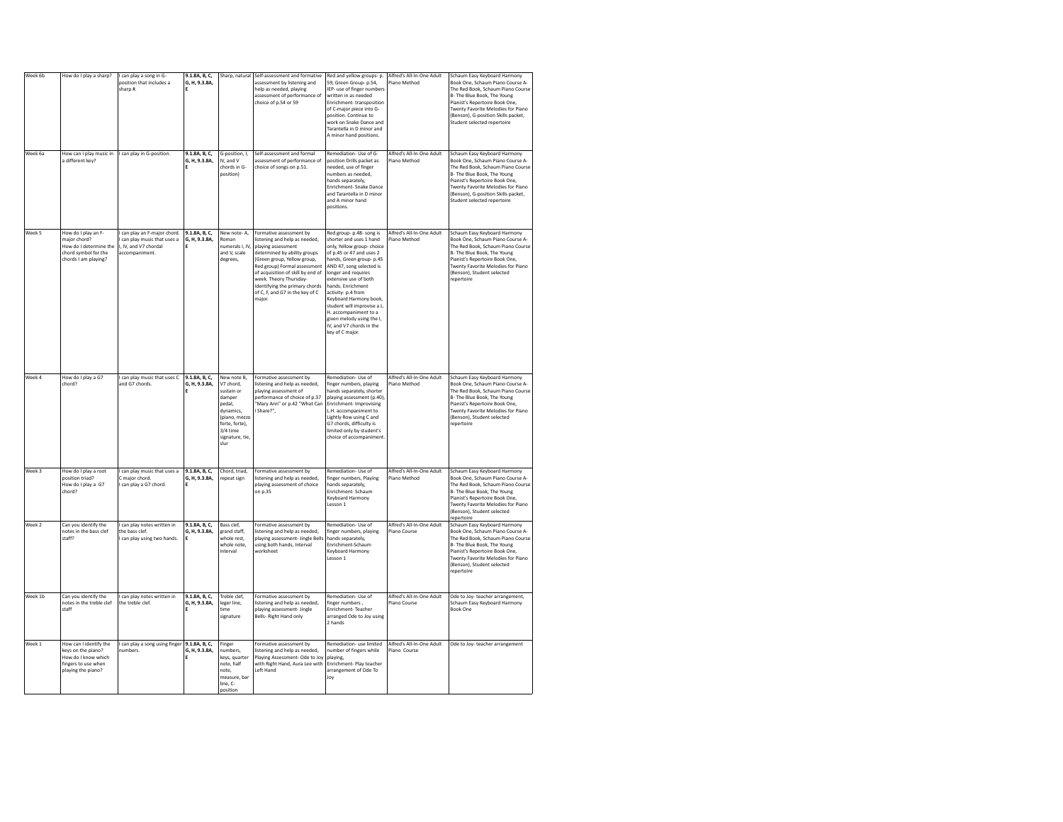| | | | | | | | |
|---|---|---|---|---|---|---|---|
| Week 6b | How do I play a sharp? | I can play a song in G-position that includes a sharp #. | 9.1.8A, B, C, G, H, 9.3.8A, E | Sharp, natural | Self-assessment and formative assessment by listening and help as needed, playing assessment of performance of choice of p.54 or 59 | Red and yellow groups- p. 59, Green Group- p.54, IEP- use of finger numbers written in as needed Enrichment- transposition of C-major piece into G-position. Continue to work on Snake Dance and Tarantella in D minor and A minor hand positions. | Alfred's All-In-One Adult Piano Method | Schaum Easy Keyboard Harmony Book One, Schaum Piano Course A-The Red Book, Schaum Piano Course B- The Blue Book, The Young Pianist's Repertoire Book One, Twenty Favorite Melodies for Piano (Benson), G-position Skills packet, Student selected repertoire |
| Week 6a | How can I play music in a different key? | I can play in G-position. | 9.1.8A, B, C, G, H, 9.3.8A, E | G-position, I, IV, and V chords in G-position) | Self-assessment and formal assessment of performance of choice of songs on p.51. | Remediation- Use of G-position Drills packet as needed, use of finger numbers as needed, hands separately, Enrichment- Snake Dance and Tarantella in D minor and A minor hand positions. | Alfred's All-In-One Adult Piano Method | Schaum Easy Keyboard Harmony Book One, Schaum Piano Course A-The Red Book, Schaum Piano Course B- The Blue Book, The Young Pianist's Repertoire Book One, Twenty Favorite Melodies for Piano (Benson), G-position Skills packet, Student selected repertoire |
| Week 5 | How do I play an F-major chord? How do I determine the chord symbol for the chords I am playing? | I can play an F-major chord. I can play music that uses a I, IV, and V7 chordal accompaniment. | 9.1.8A, B, C, G, H, 9.3.8A, E | New note- A, Roman numerals I, IV, and V, scale degrees, | Formative assessment by listening and help as needed, playing assessment determined by ability groups (Green group, Yellow group, Red group) Formal assessment of acquisition of skill by end of week. Theory Thursday- Identifying the primary chords of C, F, and G7 in the key of C major. | Red group- p.48- song is shorter and uses 1 hand only, Yellow group- choice of p.45 or 47 and uses 2 hands, Green group- p.45 AND 47, song selected is longer and requires extensive use of both hands. Enrichment activity- p.4 from Keyboard Harmony book, student will improvise a L. H. accompaniment to a given melody using the I, IV, and V7 chords in the key of C major. | Alfred's All-In-One Adult Piano Method | Schaum Easy Keyboard Harmony Book One, Schaum Piano Course A-The Red Book, Schaum Piano Course B- The Blue Book, The Young Pianist's Repertoire Book One, Twenty Favorite Melodies for Piano (Benson), Student selected repertoire |
| Week 4 | How do I play a G7 chord? | I can play music that uses C and G7 chords. | 9.1.8A, B, C, G, H, 9.3.8A, E | New note B, V7 chord, sustain or damper pedal, dynamics, (piano, mezzo forte, forte), 3/4 time signature, tie, slur | Formative assessment by listening and help as needed, playing assessment of performance of choice of p.37 "Mary Ann" or p.42 "What Can I Share?", | Remediation- Use of finger numbers, playing hands separately, shorter playing assessment (p.40), Enrichment- Improvising L.H. accompaniment to Lightly Row using C and G7 chords, difficulty is limited only by student's choice of accompaniment. | Alfred's All-In-One Adult Piano Method | Schaum Easy Keyboard Harmony Book One, Schaum Piano Course A-The Red Book, Schaum Piano Course B- The Blue Book, The Young Pianist's Repertoire Book One, Twenty Favorite Melodies for Piano (Benson), Student selected repertoire |
| Week 3 | How do I play a root position triad? How do I play a G7 chord? | I can play music that uses a C major chord. I can play a G7 chord. | 9.1.8A, B, C, G, H, 9.3.8A, E | Chord, triad, repeat sign | Formative assessment by listening and help as needed, playing assessment of choice on p.35 | Remediation- Use of finger numbers, Playing hands separately, Enrichment- Schaum Keyboard Harmony Lesson 1 | Alfred's All-In-One Adult Piano Method | Schaum Easy Keyboard Harmony Book One, Schaum Piano Course A-The Red Book, Schaum Piano Course B- The Blue Book, The Young Pianist's Repertoire Book One, Twenty Favorite Melodies for Piano (Benson), Student selected repertoire |
| Week 2 | Can you identify the notes in the bass clef staff? | I can play notes written in the bass clef. I can play using two hands. | 9.1.8A, B, C, G, H, 9.3.8A, E | Bass clef, grand staff, whole rest, whole note, interval | Formative assessment by listening and help as needed, playing assessment- Jingle Bells using both hands, Interval worksheet | Remediation- Use of finger numbers, playing hands separately, Enrichment-Schaum Keyboard Harmony Lesson 1 | Alfred's All-In-One Adult Piano Course | Schaum Easy Keyboard Harmony Book One, Schaum Piano Course A-The Red Book, Schaum Piano Course B- The Blue Book, The Young Pianist's Repertoire Book One, Twenty Favorite Melodies for Piano (Benson), Student selected repertoire |
| Week 1b | Can you identify the notes in the treble clef staff | I can play notes written in the treble clef. | 9.1.8A, B, C, G, H, 9.3.8A, E | Treble clef, leger line, time signature | Formative assessment by listening and help as needed, playing assessment- Jingle Bells- Right Hand only | Remediation- Use of finger numbers , Enrichment- Teacher arranged Ode to Joy using 2 hands | Alfred's All-In-One Adult Piano Course | Ode to Joy- teacher arrangement, Schaum Easy Keyboard Harmony Book One |
| Week 1 | How can I identify the keys on the piano? How do I know which fingers to use when playing the piano? | I can play a song using finger numbers. | 9.1.8A, B, C, G, H, 9.3.8A, E | Finger numbers, keys, quarter note, half note, measure, bar line, C-position | Formative assessment by listening and help as needed, Playing Assessment- Ode to Joy with Right Hand, Aura Lee with Left Hand | Remediation- use limited number of fingers while playing, Enrichment- Play teacher arrangement of Ode To Joy | Alfred's All-In-One Adult Piano Course | Ode to Joy- teacher arrangement |